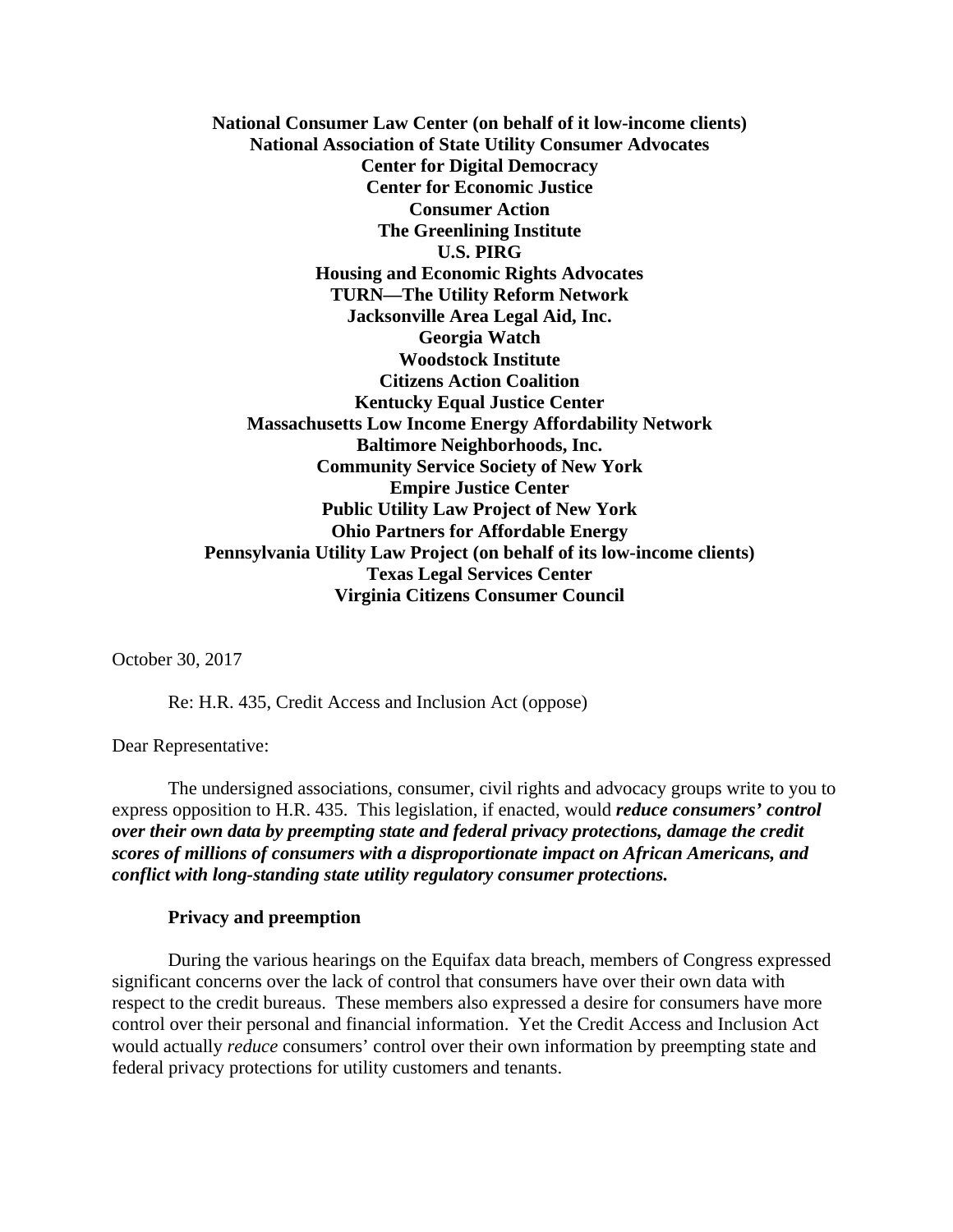**National Consumer Law Center (on behalf of it low-income clients)**
**National Association of State Utility Consumer Advocates**
**Center for Digital Democracy**
**Center for Economic Justice**
**Consumer Action**
**The Greenlining Institute**
**U.S. PIRG**
**Housing and Economic Rights Advocates**
**TURN—The Utility Reform Network**
**Jacksonville Area Legal Aid, Inc.**
**Georgia Watch**
**Woodstock Institute**
**Citizens Action Coalition**
**Kentucky Equal Justice Center**
**Massachusetts Low Income Energy Affordability Network**
**Baltimore Neighborhoods, Inc.**
**Community Service Society of New York**
**Empire Justice Center**
**Public Utility Law Project of New York**
**Ohio Partners for Affordable Energy**
**Pennsylvania Utility Law Project (on behalf of its low-income clients)**
**Texas Legal Services Center**
**Virginia Citizens Consumer Council**

October 30, 2017

Re: H.R. 435, Credit Access and Inclusion Act (oppose)

Dear Representative:

The undersigned associations, consumer, civil rights and advocacy groups write to you to express opposition to H.R. 435. This legislation, if enacted, would ***reduce consumers' control over their own data by preempting state and federal privacy protections, damage the credit scores of millions of consumers with a disproportionate impact on African Americans, and conflict with long-standing state utility regulatory consumer protections.***

**Privacy and preemption**

During the various hearings on the Equifax data breach, members of Congress expressed significant concerns over the lack of control that consumers have over their own data with respect to the credit bureaus. These members also expressed a desire for consumers have more control over their personal and financial information. Yet the Credit Access and Inclusion Act would actually *reduce* consumers' control over their own information by preempting state and federal privacy protections for utility customers and tenants.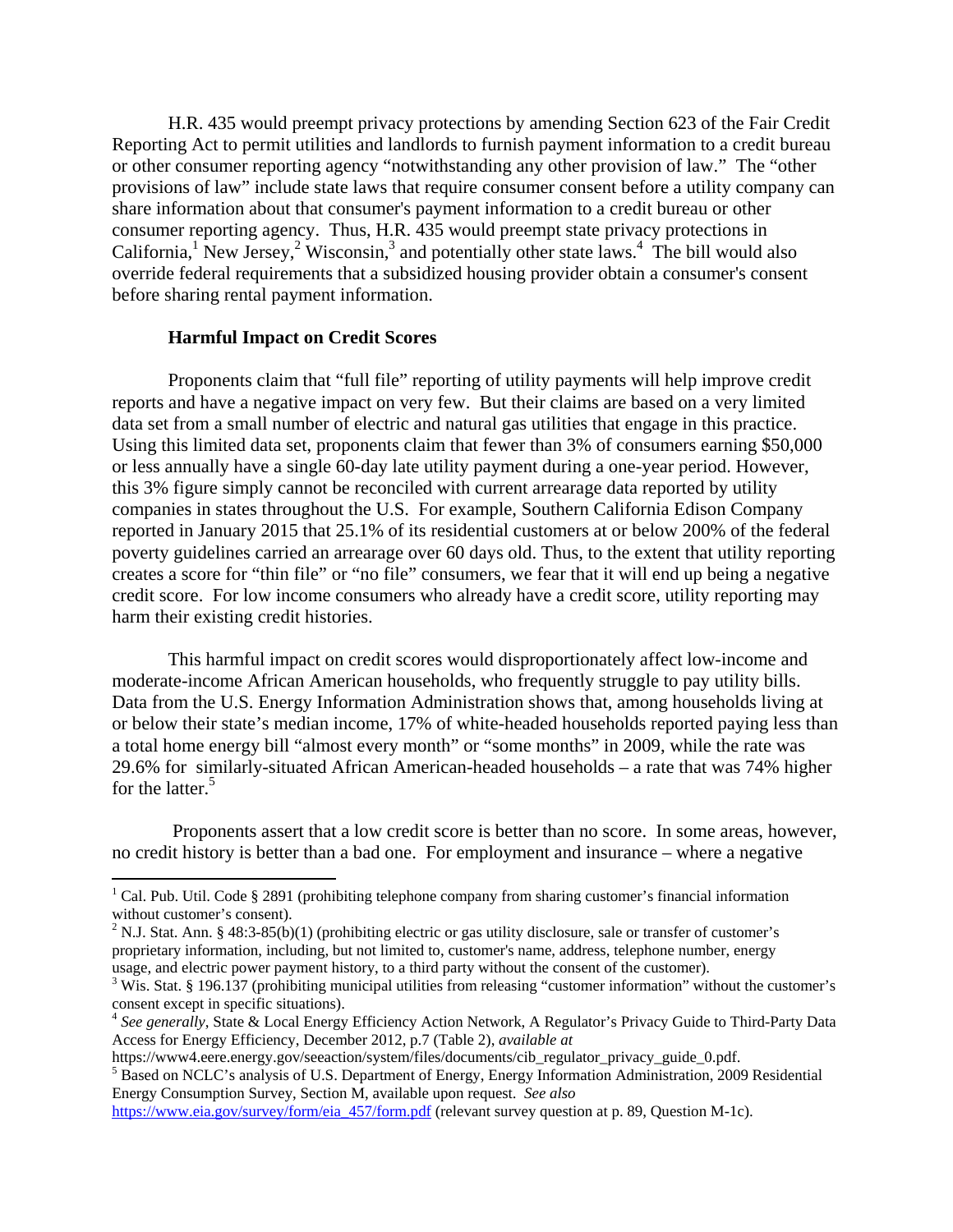H.R. 435 would preempt privacy protections by amending Section 623 of the Fair Credit Reporting Act to permit utilities and landlords to furnish payment information to a credit bureau or other consumer reporting agency "notwithstanding any other provision of law." The "other provisions of law" include state laws that require consumer consent before a utility company can share information about that consumer's payment information to a credit bureau or other consumer reporting agency. Thus, H.R. 435 would preempt state privacy protections in California,[1] New Jersey,[2] Wisconsin,[3] and potentially other state laws.[4] The bill would also override federal requirements that a subsidized housing provider obtain a consumer's consent before sharing rental payment information.

**Harmful Impact on Credit Scores**

Proponents claim that "full file" reporting of utility payments will help improve credit reports and have a negative impact on very few. But their claims are based on a very limited data set from a small number of electric and natural gas utilities that engage in this practice. Using this limited data set, proponents claim that fewer than 3% of consumers earning $50,000 or less annually have a single 60-day late utility payment during a one-year period. However, this 3% figure simply cannot be reconciled with current arrearage data reported by utility companies in states throughout the U.S. For example, Southern California Edison Company reported in January 2015 that 25.1% of its residential customers at or below 200% of the federal poverty guidelines carried an arrearage over 60 days old. Thus, to the extent that utility reporting creates a score for "thin file" or "no file" consumers, we fear that it will end up being a negative credit score. For low income consumers who already have a credit score, utility reporting may harm their existing credit histories.

This harmful impact on credit scores would disproportionately affect low-income and moderate-income African American households, who frequently struggle to pay utility bills. Data from the U.S. Energy Information Administration shows that, among households living at or below their state's median income, 17% of white-headed households reported paying less than a total home energy bill "almost every month" or "some months" in 2009, while the rate was 29.6% for similarly-situated African American-headed households – a rate that was 74% higher for the latter.[5]

Proponents assert that a low credit score is better than no score. In some areas, however, no credit history is better than a bad one. For employment and insurance – where a negative

---

[1] Cal. Pub. Util. Code § 2891 (prohibiting telephone company from sharing customer's financial information without customer's consent).

[2] N.J. Stat. Ann. § 48:3-85(b)(1) (prohibiting electric or gas utility disclosure, sale or transfer of customer's proprietary information, including, but not limited to, customer's name, address, telephone number, energy usage, and electric power payment history, to a third party without the consent of the customer).

[3] Wis. Stat. § 196.137 (prohibiting municipal utilities from releasing "customer information" without the customer's consent except in specific situations).

[4] *See generally*, State & Local Energy Efficiency Action Network, A Regulator's Privacy Guide to Third-Party Data Access for Energy Efficiency, December 2012, p.7 (Table 2), *available at* https://www4.eere.energy.gov/seeaction/system/files/documents/cib_regulator_privacy_guide_0.pdf.

[5] Based on NCLC's analysis of U.S. Department of Energy, Energy Information Administration, 2009 Residential Energy Consumption Survey, Section M, available upon request. *See also* https://www.eia.gov/survey/form/eia_457/form.pdf (relevant survey question at p. 89, Question M-1c).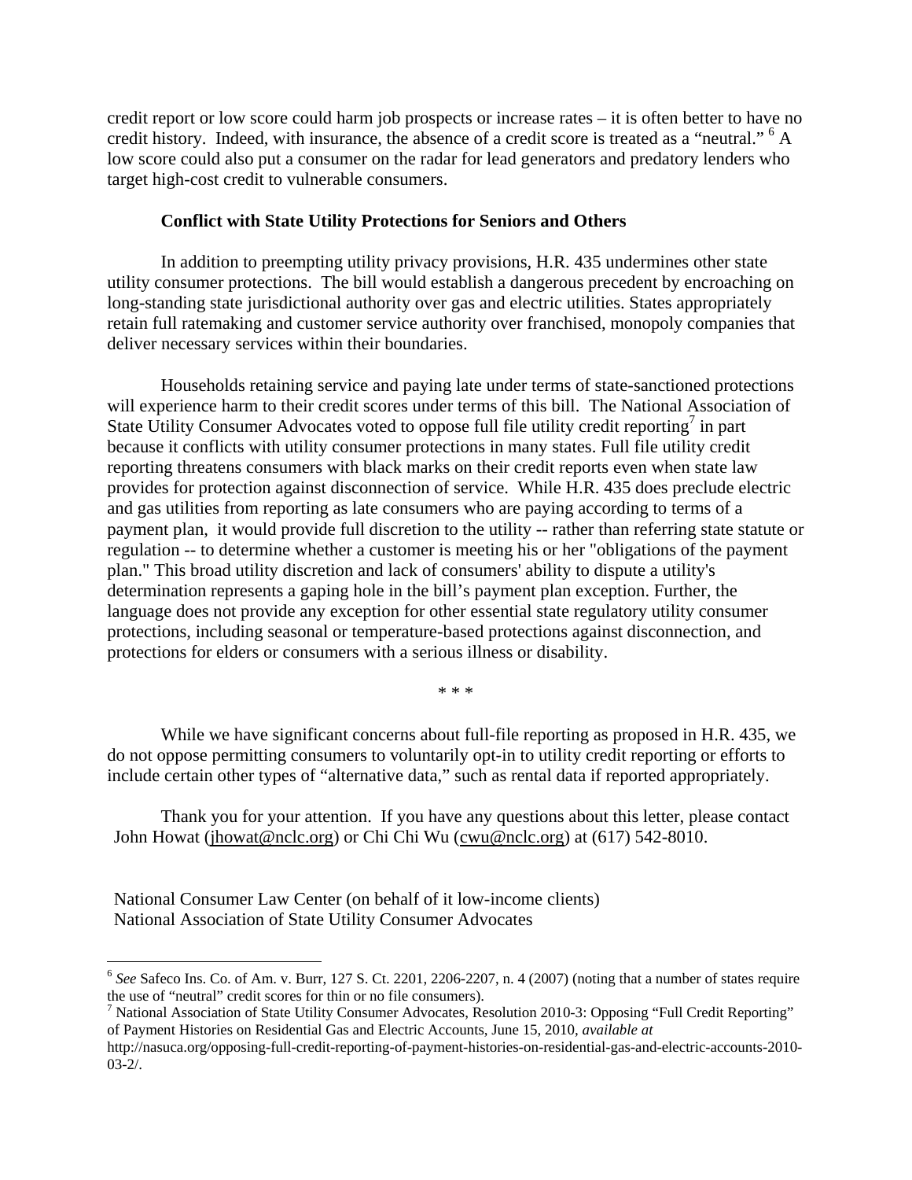credit report or low score could harm job prospects or increase rates – it is often better to have no credit history. Indeed, with insurance, the absence of a credit score is treated as a "neutral." [6] A low score could also put a consumer on the radar for lead generators and predatory lenders who target high-cost credit to vulnerable consumers.

**Conflict with State Utility Protections for Seniors and Others**

In addition to preempting utility privacy provisions, H.R. 435 undermines other state utility consumer protections. The bill would establish a dangerous precedent by encroaching on long-standing state jurisdictional authority over gas and electric utilities. States appropriately retain full ratemaking and customer service authority over franchised, monopoly companies that deliver necessary services within their boundaries.

Households retaining service and paying late under terms of state-sanctioned protections will experience harm to their credit scores under terms of this bill. The National Association of State Utility Consumer Advocates voted to oppose full file utility credit reporting[7] in part because it conflicts with utility consumer protections in many states. Full file utility credit reporting threatens consumers with black marks on their credit reports even when state law provides for protection against disconnection of service. While H.R. 435 does preclude electric and gas utilities from reporting as late consumers who are paying according to terms of a payment plan, it would provide full discretion to the utility -- rather than referring state statute or regulation -- to determine whether a customer is meeting his or her "obligations of the payment plan." This broad utility discretion and lack of consumers' ability to dispute a utility's determination represents a gaping hole in the bill's payment plan exception. Further, the language does not provide any exception for other essential state regulatory utility consumer protections, including seasonal or temperature-based protections against disconnection, and protections for elders or consumers with a serious illness or disability.

\* \* \*

While we have significant concerns about full-file reporting as proposed in H.R. 435, we do not oppose permitting consumers to voluntarily opt-in to utility credit reporting or efforts to include certain other types of "alternative data," such as rental data if reported appropriately.

Thank you for your attention. If you have any questions about this letter, please contact John Howat (jhowat@nclc.org) or Chi Chi Wu (cwu@nclc.org) at (617) 542-8010.

National Consumer Law Center (on behalf of it low-income clients)
National Association of State Utility Consumer Advocates

---

[6] *See* Safeco Ins. Co. of Am. v. Burr, 127 S. Ct. 2201, 2206-2207, n. 4 (2007) (noting that a number of states require the use of "neutral" credit scores for thin or no file consumers).

[7] National Association of State Utility Consumer Advocates, Resolution 2010-3: Opposing "Full Credit Reporting" of Payment Histories on Residential Gas and Electric Accounts, June 15, 2010, *available at* http://nasuca.org/opposing-full-credit-reporting-of-payment-histories-on-residential-gas-and-electric-accounts-2010-03-2/.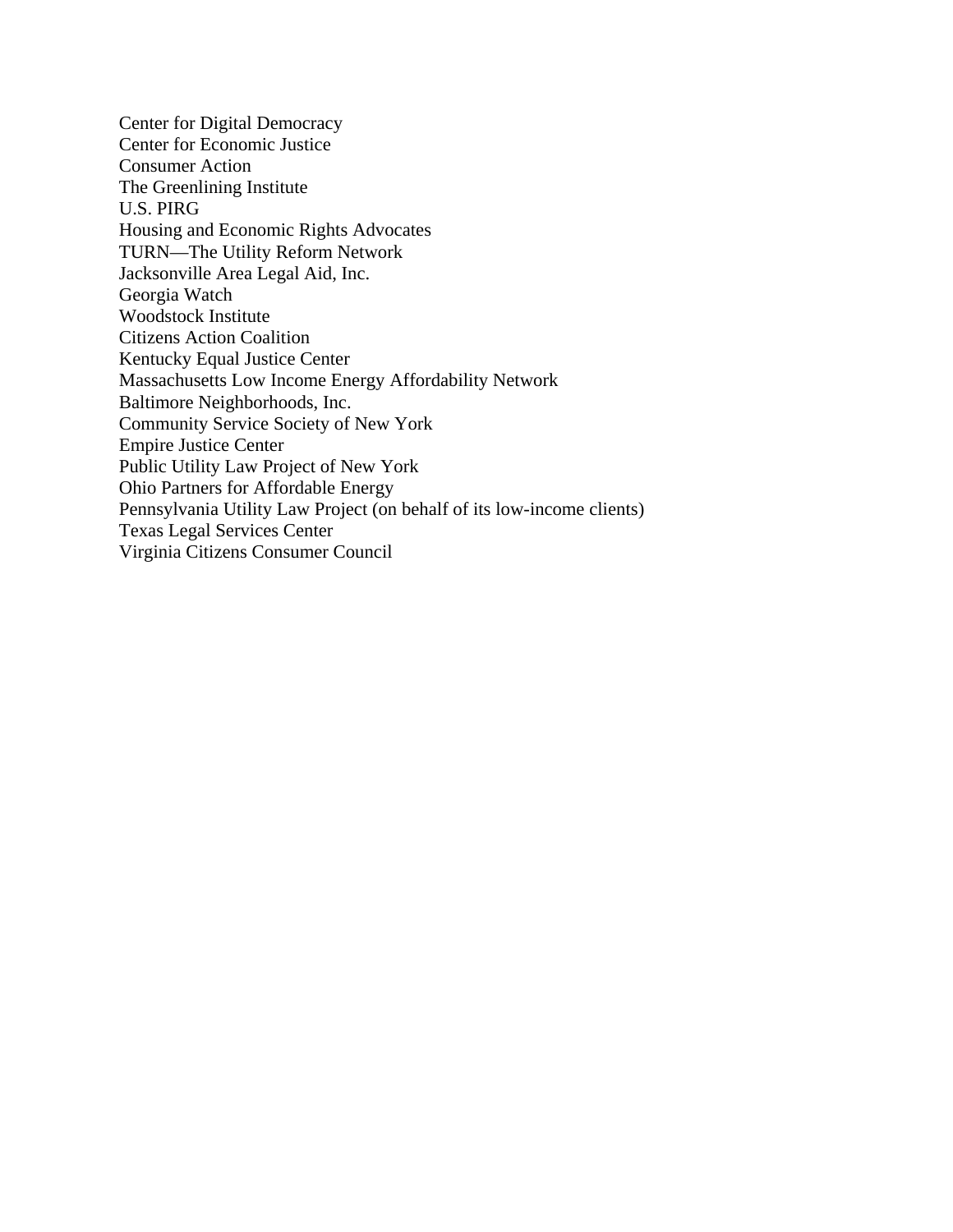Center for Digital Democracy
Center for Economic Justice
Consumer Action
The Greenlining Institute
U.S. PIRG
Housing and Economic Rights Advocates
TURN—The Utility Reform Network
Jacksonville Area Legal Aid, Inc.
Georgia Watch
Woodstock Institute
Citizens Action Coalition
Kentucky Equal Justice Center
Massachusetts Low Income Energy Affordability Network
Baltimore Neighborhoods, Inc.
Community Service Society of New York
Empire Justice Center
Public Utility Law Project of New York
Ohio Partners for Affordable Energy
Pennsylvania Utility Law Project (on behalf of its low-income clients)
Texas Legal Services Center
Virginia Citizens Consumer Council